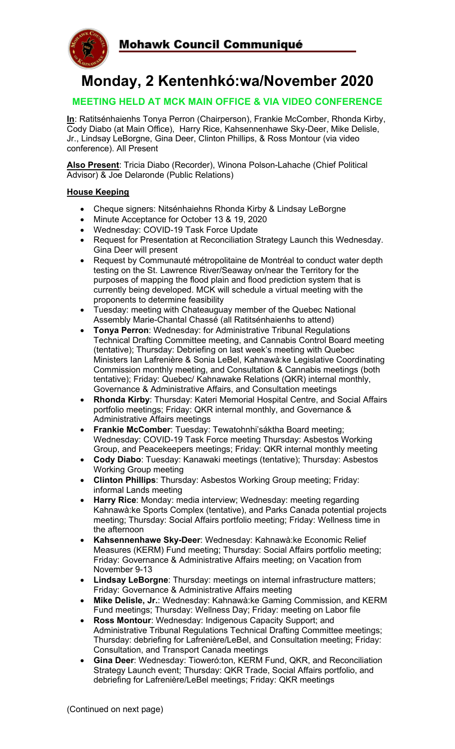# Mohawk Council Communiqué

# Monday, 2 Kentenhkó:wa/November 2020

## MEETING HELD AT MCK MAIN OFFICE & VIA VIDEO CONFERENCE

**In**: Ratitsénhaienhs Tonya Perron (Chairperson), Frankie McComber, Rhonda Kirby, Cody Diabo (at Main Office), Harry Rice, Kahsennenhawe Sky-Deer, Mike Delisle, Jr., Lindsay LeBorgne, Gina Deer, Clinton Phillips, & Ross Montour (via video conference). All Present

**Also Present**: Tricia Diabo (Recorder), Winona Polson-Lahache (Chief Political Advisor) & Joe Delaronde (Public Relations)

**House Keeping**

- Cheque signers: Nitsénhaiehns Rhonda Kirby & Lindsay LeBorgne
- Minute Acceptance for October 13 & 19, 2020
- Wednesday: COVID-19 Task Force Update
- Request for Presentation at Reconciliation Strategy Launch this Wednesday. Gina Deer will present
- Request by Communauté métropolitaine de Montréal to conduct water depth testing on the St. Lawrence River/Seaway on/near the Territory for the purposes of mapping the flood plain and flood prediction system that is currently being developed. MCK will schedule a virtual meeting with the proponents to determine feasibility
- Tuesday: meeting with Chateauguay member of the Quebec National Assembly Marie-Chantal Chassé (all Ratitsénhaienhs to attend)
- **Tonya Perron**: Wednesday: for Administrative Tribunal Regulations Technical Drafting Committee meeting, and Cannabis Control Board meeting (tentative); Thursday: Debriefing on last week's meeting with Quebec Ministers Ian Lafrenière & Sonia LeBel, Kahnawà:ke Legislative Coordinating Commission monthly meeting, and Consultation & Cannabis meetings (both tentative); Friday: Quebec/ Kahnawake Relations (QKR) internal monthly, Governance & Administrative Affairs, and Consultation meetings
- **Rhonda Kirby**: Thursday: Kateri Memorial Hospital Centre, and Social Affairs portfolio meetings; Friday: QKR internal monthly, and Governance & Administrative Affairs meetings
- **Frankie McComber**: Tuesday: Tewatohnhi'sáktha Board meeting; Wednesday: COVID-19 Task Force meeting Thursday: Asbestos Working Group, and Peacekeepers meetings; Friday: QKR internal monthly meeting
- **Cody Diabo**: Tuesday: Kanawaki meetings (tentative); Thursday: Asbestos Working Group meeting
- **Clinton Phillips**: Thursday: Asbestos Working Group meeting; Friday: informal Lands meeting
- **Harry Rice**: Monday: media interview; Wednesday: meeting regarding Kahnawà:ke Sports Complex (tentative), and Parks Canada potential projects meeting; Thursday: Social Affairs portfolio meeting; Friday: Wellness time in the afternoon
- **Kahsennenhawe Sky-Deer**: Wednesday: Kahnawà:ke Economic Relief Measures (KERM) Fund meeting; Thursday: Social Affairs portfolio meeting; Friday: Governance & Administrative Affairs meeting; on Vacation from November 9-13
- **Lindsay LeBorgne**: Thursday: meetings on internal infrastructure matters; Friday: Governance & Administrative Affairs meeting
- **Mike Delisle, Jr.**: Wednesday: Kahnawà:ke Gaming Commission, and KERM Fund meetings; Thursday: Wellness Day; Friday: meeting on Labor file
- **Ross Montour**: Wednesday: Indigenous Capacity Support; and Administrative Tribunal Regulations Technical Drafting Committee meetings; Thursday: debriefing for Lafrenière/LeBel, and Consultation meeting; Friday: Consultation, and Transport Canada meetings
- **Gina Deer**: Wednesday: Tioweró:ton, KERM Fund, QKR, and Reconciliation Strategy Launch event; Thursday: QKR Trade, Social Affairs portfolio, and debriefing for Lafrenière/LeBel meetings; Friday: QKR meetings

(Continued on next page)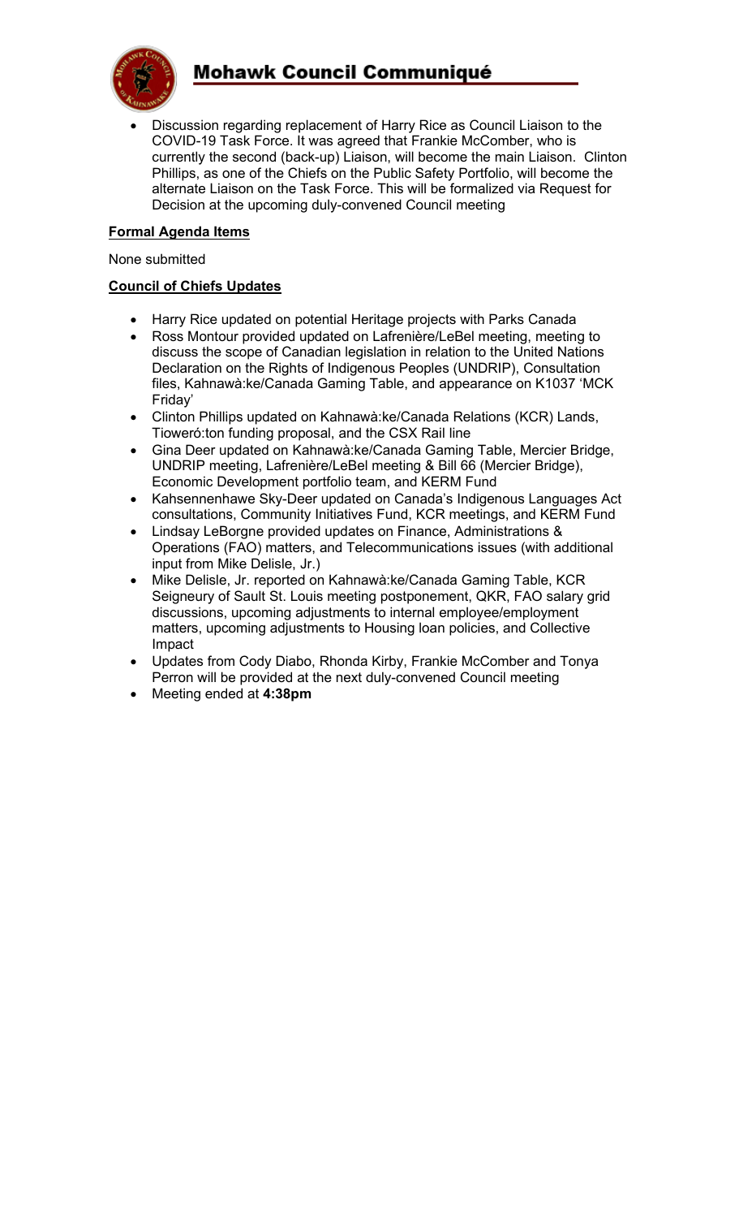- Discussion regarding replacement of Harry Rice as Council Liaison to the COVID-19 Task Force. It was agreed that Frankie McComber, who is currently the second (back-up) Liaison, will become the main Liaison. Clinton Phillips, as one of the Chiefs on the Public Safety Portfolio, will become the alternate Liaison on the Task Force. This will be formalized via Request for Decision at the upcoming duly-convened Council meeting

**Formal Agenda Items**

None submitted

**Council of Chiefs Updates**

- Harry Rice updated on potential Heritage projects with Parks Canada
- Ross Montour provided updated on Lafrenière/LeBel meeting, meeting to discuss the scope of Canadian legislation in relation to the United Nations Declaration on the Rights of Indigenous Peoples (UNDRIP), Consultation files, Kahnawà:ke/Canada Gaming Table, and appearance on K1037 'MCK Friday'
- Clinton Phillips updated on Kahnawà:ke/Canada Relations (KCR) Lands, Tioweró:ton funding proposal, and the CSX Rail line
- Gina Deer updated on Kahnawà:ke/Canada Gaming Table, Mercier Bridge, UNDRIP meeting, Lafrenière/LeBel meeting & Bill 66 (Mercier Bridge), Economic Development portfolio team, and KERM Fund
- Kahsennenhawe Sky-Deer updated on Canada's Indigenous Languages Act consultations, Community Initiatives Fund, KCR meetings, and KERM Fund
- Lindsay LeBorgne provided updates on Finance, Administrations & Operations (FAO) matters, and Telecommunications issues (with additional input from Mike Delisle, Jr.)
- Mike Delisle, Jr. reported on Kahnawà:ke/Canada Gaming Table, KCR Seigneury of Sault St. Louis meeting postponement, QKR, FAO salary grid discussions, upcoming adjustments to internal employee/employment matters, upcoming adjustments to Housing loan policies, and Collective Impact
- Updates from Cody Diabo, Rhonda Kirby, Frankie McComber and Tonya Perron will be provided at the next duly-convened Council meeting
- Meeting ended at **4:38pm**